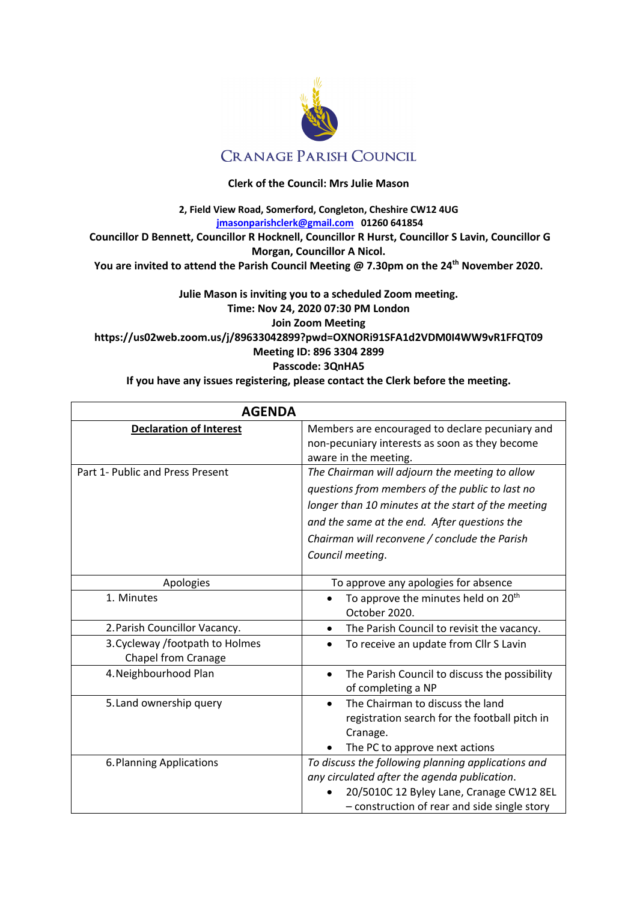# CRANAGE PARISH COUNCIL

**Clerk of the Council: Mrs Julie Mason**

**2, Field View Road, Somerford, Congleton, Cheshire CW12 4UG**
**jmasonparishclerk@gmail.com 01260 641854**
**Councillor D Bennett, Councillor R Hocknell, Councillor R Hurst, Councillor S Lavin, Councillor G Morgan, Councillor A Nicol.**
**You are invited to attend the Parish Council Meeting @ 7.30pm on the 24th November 2020.**

**Julie Mason is inviting you to a scheduled Zoom meeting.**
**Time: Nov 24, 2020 07:30 PM London**
**Join Zoom Meeting**
**https://us02web.zoom.us/j/89633042899?pwd=OXNORi91SFA1d2VDM0I4WW9vR1FFQT09**
**Meeting ID: 896 3304 2899**
**Passcode: 3QnHA5**
**If you have any issues registering, please contact the Clerk before the meeting.**

| AGENDA | |
|---|---|
| **Declaration of Interest** | Members are encouraged to declare pecuniary and non-pecuniary interests as soon as they become aware in the meeting. |
| Part 1- Public and Press Present | *The Chairman will adjourn the meeting to allow questions from members of the public to last no longer than 10 minutes at the start of the meeting and the same at the end. After questions the Chairman will reconvene / conclude the Parish Council meeting.* |
| Apologies | To approve any apologies for absence |
| 1. Minutes | • To approve the minutes held on 20th October 2020. |
| 2. Parish Councillor Vacancy. | • The Parish Council to revisit the vacancy. |
| 3. Cycleway /footpath to Holmes Chapel from Cranage | • To receive an update from Cllr S Lavin |
| 4. Neighbourhood Plan | • The Parish Council to discuss the possibility of completing a NP |
| 5. Land ownership query | • The Chairman to discuss the land registration search for the football pitch in Cranage. • The PC to approve next actions |
| 6. Planning Applications | *To discuss the following planning applications and any circulated after the agenda publication.* • 20/5010C 12 Byley Lane, Cranage CW12 8EL – construction of rear and side single story |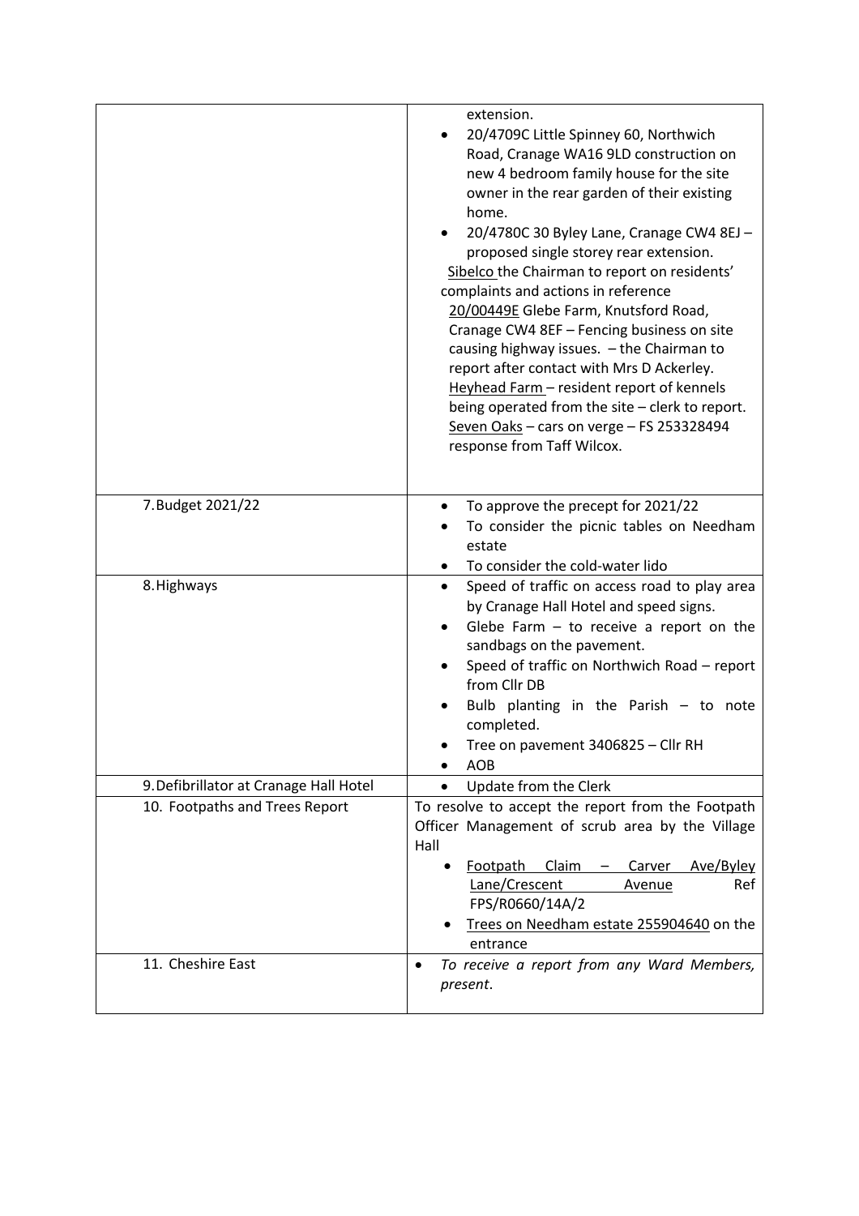| | |
|---|---|
| | extension.<br>• 20/4709C Little Spinney 60, Northwich Road, Cranage WA16 9LD construction on new 4 bedroom family house for the site owner in the rear garden of their existing home.<br>• 20/4780C 30 Byley Lane, Cranage CW4 8EJ – proposed single storey rear extension.<br>Sibelco the Chairman to report on residents' complaints and actions in reference<br>20/00449E Glebe Farm, Knutsford Road, Cranage CW4 8EF – Fencing business on site causing highway issues. – the Chairman to report after contact with Mrs D Ackerley.<br>Heyhead Farm – resident report of kennels being operated from the site – clerk to report.<br>Seven Oaks – cars on verge – FS 253328494 response from Taff Wilcox. |
| 7. Budget 2021/22 | • To approve the precept for 2021/22<br>• To consider the picnic tables on Needham estate<br>• To consider the cold-water lido |
| 8. Highways | • Speed of traffic on access road to play area by Cranage Hall Hotel and speed signs.<br>• Glebe Farm – to receive a report on the sandbags on the pavement.<br>• Speed of traffic on Northwich Road – report from Cllr DB<br>• Bulb planting in the Parish – to note completed.<br>• Tree on pavement 3406825 – Cllr RH<br>• AOB |
| 9. Defibrillator at Cranage Hall Hotel | • Update from the Clerk |
| 10. Footpaths and Trees Report | To resolve to accept the report from the Footpath Officer Management of scrub area by the Village Hall<br>• Footpath Claim – Carver Ave/Byley Lane/Crescent Avenue Ref FPS/R0660/14A/2<br>• Trees on Needham estate 255904640 on the entrance |
| 11. Cheshire East | • *To receive a report from any Ward Members, present*. |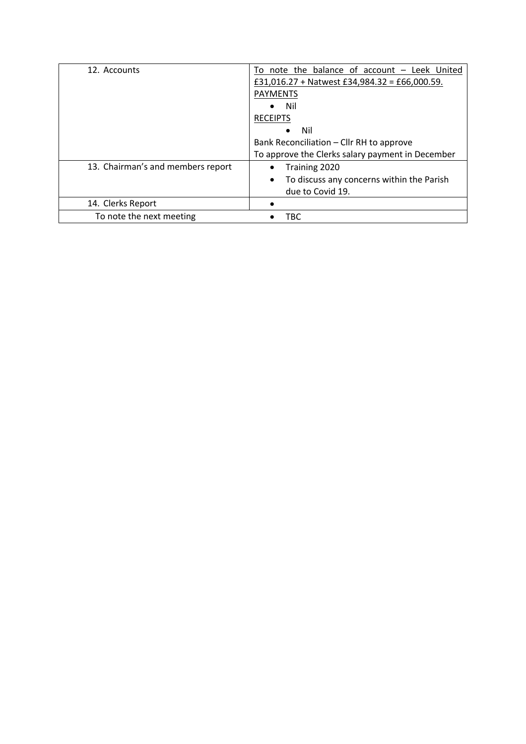| | |
|---|---|
| 12. Accounts | To note the balance of account – Leek United £31,016.27 + Natwest £34,984.32 = £66,000.59.<br>PAYMENTS<br>• Nil<br>RECEIPTS<br>• Nil<br>Bank Reconciliation – Cllr RH to approve<br>To approve the Clerks salary payment in December |
| 13. Chairman's and members report | • Training 2020<br>• To discuss any concerns within the Parish due to Covid 19. |
| 14. Clerks Report | • |
| To note the next meeting | • TBC |